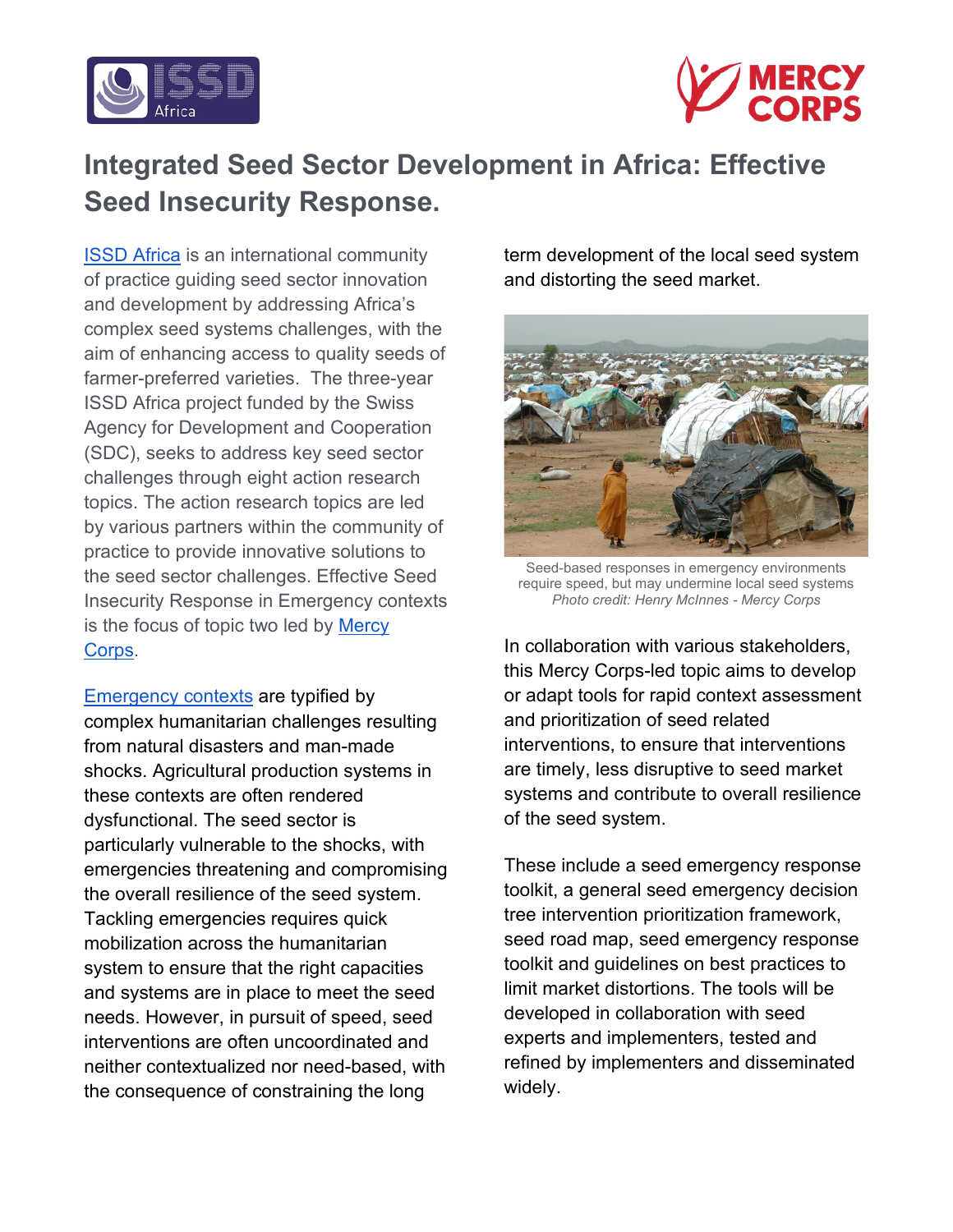# Integrated Seed Sector Development in Africa: Effective Seed Insecurity Response.

ISSD Africa is an international community of practice guiding seed sector innovation and development by addressing Africa's complex seed systems challenges, with the aim of enhancing access to quality seeds of farmer-preferred varieties. The three-year ISSD Africa project funded by the Swiss Agency for Development and Cooperation (SDC), seeks to address key seed sector challenges through eight action research topics. The action research topics are led by various partners within the community of practice to provide innovative solutions to the seed sector challenges. Effective Seed Insecurity Response in Emergency contexts is the focus of topic two led by Mercy Corps.

Emergency contexts are typified by complex humanitarian challenges resulting from natural disasters and man-made shocks. Agricultural production systems in these contexts are often rendered dysfunctional. The seed sector is particularly vulnerable to the shocks, with emergencies threatening and compromising the overall resilience of the seed system. Tackling emergencies requires quick mobilization across the humanitarian system to ensure that the right capacities and systems are in place to meet the seed needs. However, in pursuit of speed, seed interventions are often uncoordinated and neither contextualized nor need-based, with the consequence of constraining the long term development of the local seed system and distorting the seed market.

Seed-based responses in emergency environments require speed, but may undermine local seed systems
*Photo credit: Henry McInnes - Mercy Corps*

In collaboration with various stakeholders, this Mercy Corps-led topic aims to develop or adapt tools for rapid context assessment and prioritization of seed related interventions, to ensure that interventions are timely, less disruptive to seed market systems and contribute to overall resilience of the seed system.

These include a seed emergency response toolkit, a general seed emergency decision tree intervention prioritization framework, seed road map, seed emergency response toolkit and guidelines on best practices to limit market distortions. The tools will be developed in collaboration with seed experts and implementers, tested and refined by implementers and disseminated widely.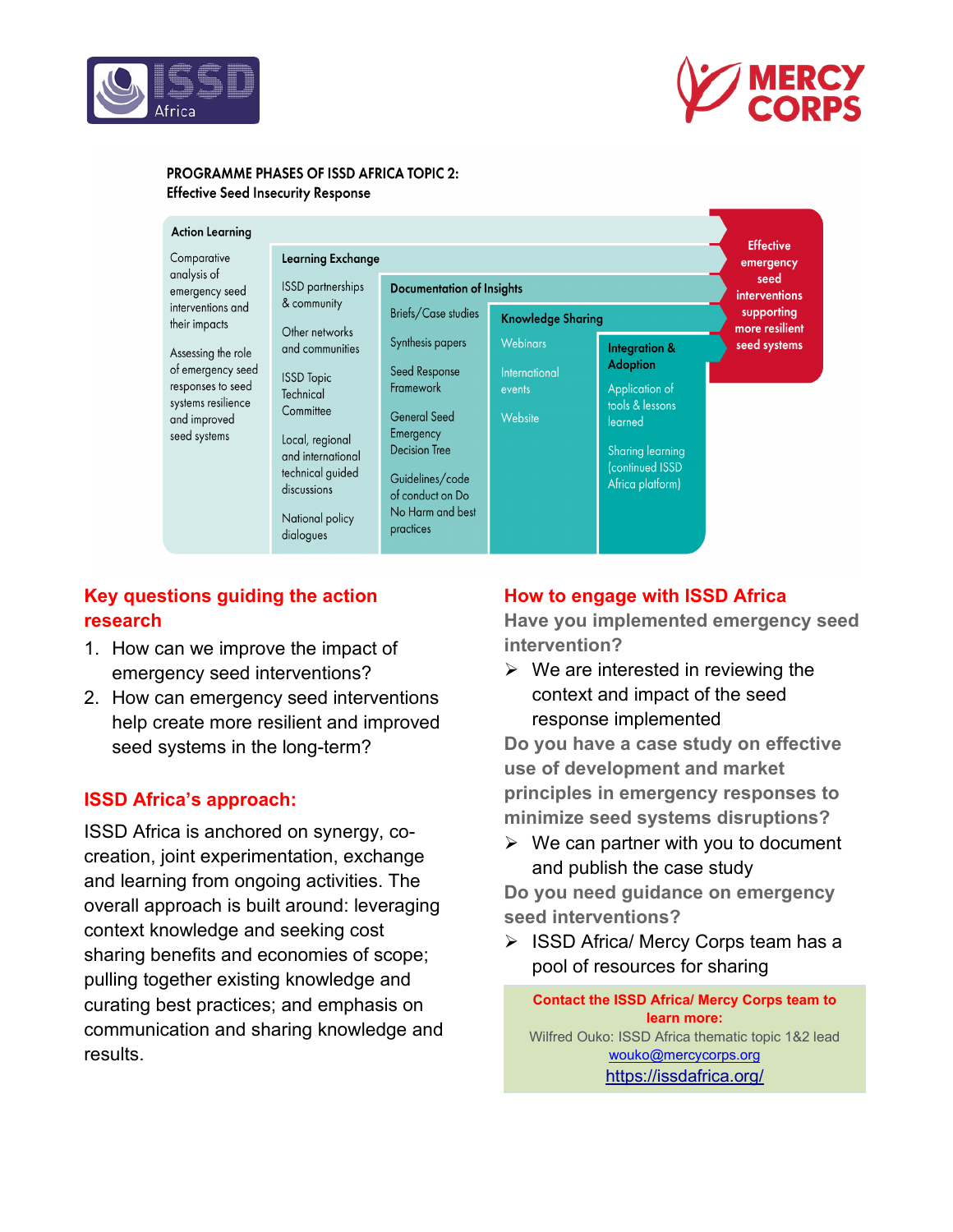**PROGRAMME PHASES OF ISSD AFRICA TOPIC 2:**
**Effective Seed Insecurity Response**

**Action Learning**

Comparative analysis of emergency seed interventions and their impacts

Assessing the role of emergency seed responses to seed systems resilience and improved seed systems

**Learning Exchange**

ISSD partnerships & community

Other networks and communities

ISSD Topic Technical Committee

Local, regional and international technical guided discussions

National policy dialogues

**Documentation of Insights**

Briefs/Case studies

Synthesis papers

Seed Response Framework

General Seed Emergency Decision Tree

Guidelines/code of conduct on Do No Harm and best practices

**Knowledge Sharing**

Webinars

International events

Website

**Integration & Adoption**

Application of tools & lessons learned

Sharing learning (continued ISSD Africa platform)

**Effective emergency seed interventions supporting more resilient seed systems**

## Key questions guiding the action research

1. How can we improve the impact of emergency seed interventions?
2. How can emergency seed interventions help create more resilient and improved seed systems in the long-term?

## ISSD Africa's approach:

ISSD Africa is anchored on synergy, co-creation, joint experimentation, exchange and learning from ongoing activities. The overall approach is built around: leveraging context knowledge and seeking cost sharing benefits and economies of scope; pulling together existing knowledge and curating best practices; and emphasis on communication and sharing knowledge and results.

## How to engage with ISSD Africa

### Have you implemented emergency seed intervention?

- We are interested in reviewing the context and impact of the seed response implemented

### Do you have a case study on effective use of development and market principles in emergency responses to minimize seed systems disruptions?

- We can partner with you to document and publish the case study

### Do you need guidance on emergency seed interventions?

- ISSD Africa/ Mercy Corps team has a pool of resources for sharing

**Contact the ISSD Africa/ Mercy Corps team to learn more:**

Wilfred Ouko: ISSD Africa thematic topic 1&2 lead

wouko@mercycorps.org

https://issdafrica.org/